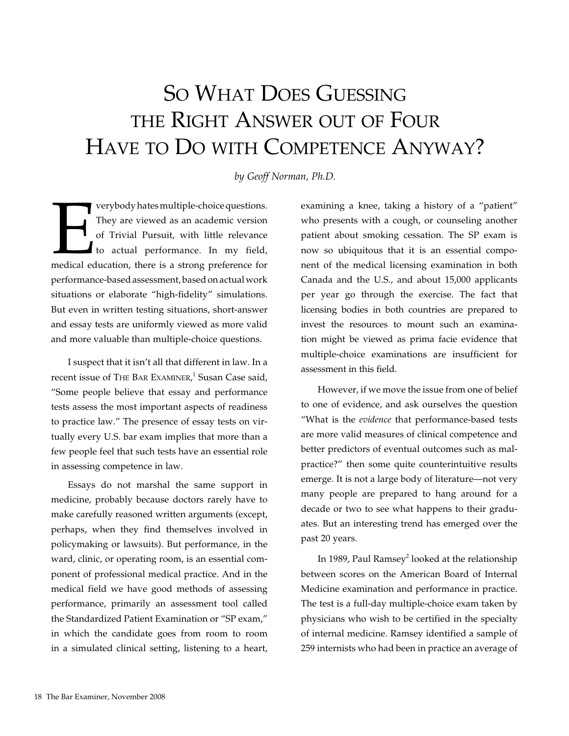# So What Does Guessing the Right Answer out of Four Have to Do with Competence Anyway?

*by Geoff Norman, Ph.D.*

Everybody hates multiple-choice questions. They are viewed as an academic version of Trivial Pursuit, with little relevance to actual performance. In my field, medical education, there is a strong preference for performance-based assessment, based on actual work situations or elaborate "high-fidelity" simulations. But even in written testing situations, short-answer and essay tests are uniformly viewed as more valid and more valuable than multiple-choice questions.

I suspect that it isn't all that different in law. In a recent issue of The Bar Examiner,[1] Susan Case said, "Some people believe that essay and performance tests assess the most important aspects of readiness to practice law." The presence of essay tests on virtually every U.S. bar exam implies that more than a few people feel that such tests have an essential role in assessing competence in law.

Essays do not marshal the same support in medicine, probably because doctors rarely have to make carefully reasoned written arguments (except, perhaps, when they find themselves involved in policymaking or lawsuits). But performance, in the ward, clinic, or operating room, is an essential component of professional medical practice. And in the medical field we have good methods of assessing performance, primarily an assessment tool called the Standardized Patient Examination or "SP exam," in which the candidate goes from room to room in a simulated clinical setting, listening to a heart, examining a knee, taking a history of a "patient" who presents with a cough, or counseling another patient about smoking cessation. The SP exam is now so ubiquitous that it is an essential component of the medical licensing examination in both Canada and the U.S., and about 15,000 applicants per year go through the exercise. The fact that licensing bodies in both countries are prepared to invest the resources to mount such an examination might be viewed as prima facie evidence that multiple-choice examinations are insufficient for assessment in this field.

However, if we move the issue from one of belief to one of evidence, and ask ourselves the question "What is the *evidence* that performance-based tests are more valid measures of clinical competence and better predictors of eventual outcomes such as malpractice?" then some quite counterintuitive results emerge. It is not a large body of literature—not very many people are prepared to hang around for a decade or two to see what happens to their graduates. But an interesting trend has emerged over the past 20 years.

In 1989, Paul Ramsey[2] looked at the relationship between scores on the American Board of Internal Medicine examination and performance in practice. The test is a full-day multiple-choice exam taken by physicians who wish to be certified in the specialty of internal medicine. Ramsey identified a sample of 259 internists who had been in practice an average of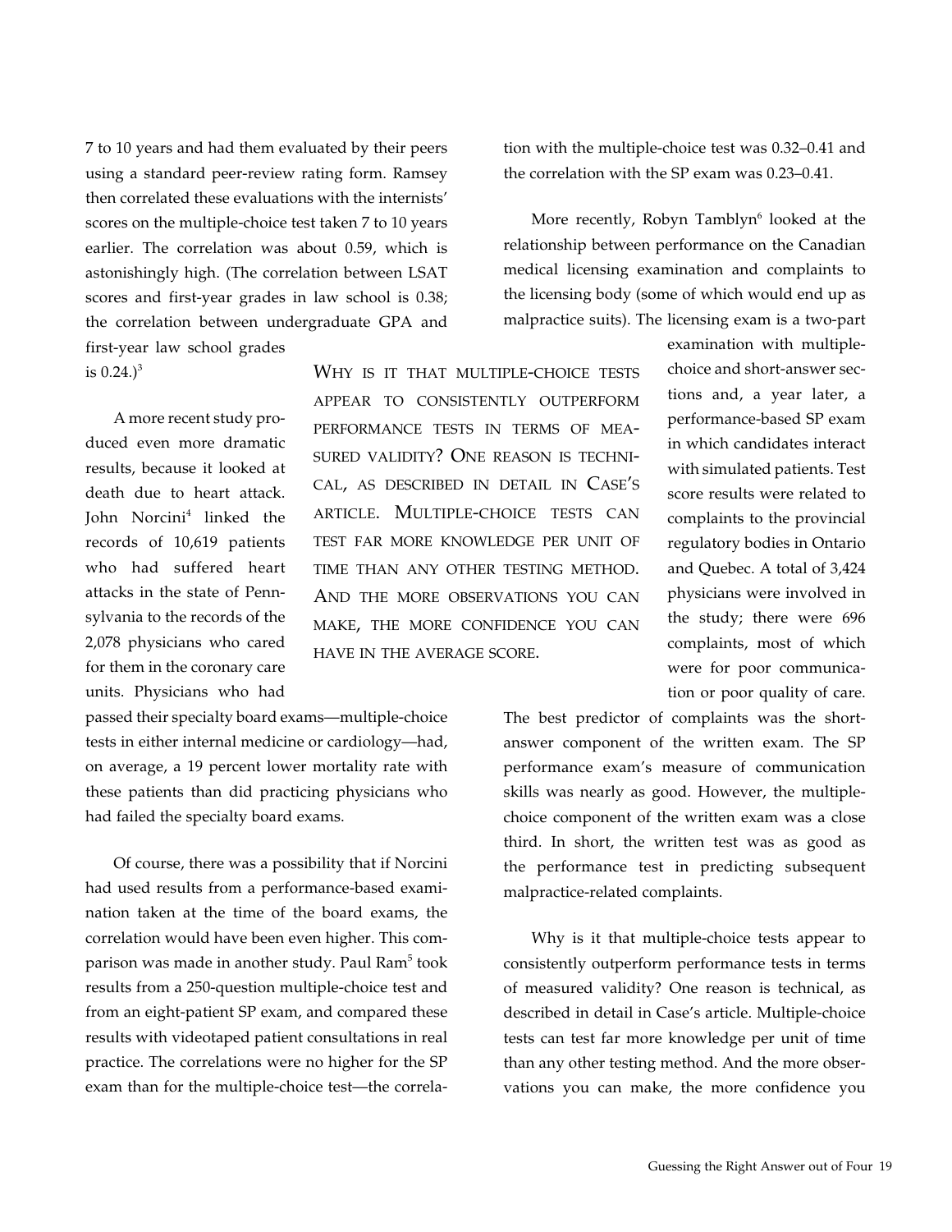7 to 10 years and had them evaluated by their peers using a standard peer-review rating form. Ramsey then correlated these evaluations with the internists' scores on the multiple-choice test taken 7 to 10 years earlier. The correlation was about 0.59, which is astonishingly high. (The correlation between LSAT scores and first-year grades in law school is 0.38; the correlation between undergraduate GPA and first-year law school grades is 0.24.)[3]

A more recent study produced even more dramatic results, because it looked at death due to heart attack. John Norcini[4] linked the records of 10,619 patients who had suffered heart attacks in the state of Pennsylvania to the records of the 2,078 physicians who cared for them in the coronary care units. Physicians who had passed their specialty board exams—multiple-choice tests in either internal medicine or cardiology—had, on average, a 19 percent lower mortality rate with these patients than did practicing physicians who had failed the specialty board exams.

Of course, there was a possibility that if Norcini had used results from a performance-based examination taken at the time of the board exams, the correlation would have been even higher. This comparison was made in another study. Paul Ram[5] took results from a 250-question multiple-choice test and from an eight-patient SP exam, and compared these results with videotaped patient consultations in real practice. The correlations were no higher for the SP exam than for the multiple-choice test—the correlation with the multiple-choice test was 0.32–0.41 and the correlation with the SP exam was 0.23–0.41.

More recently, Robyn Tamblyn[6] looked at the relationship between performance on the Canadian medical licensing examination and complaints to the licensing body (some of which would end up as malpractice suits). The licensing exam is a two-part examination with multiple-choice and short-answer sections and, a year later, a performance-based SP exam in which candidates interact with simulated patients. Test score results were related to complaints to the provincial regulatory bodies in Ontario and Quebec. A total of 3,424 physicians were involved in the study; there were 696 complaints, most of which were for poor communication or poor quality of care. The best predictor of complaints was the short-answer component of the written exam. The SP performance exam's measure of communication skills was nearly as good. However, the multiple-choice component of the written exam was a close third. In short, the written test was as good as the performance test in predicting subsequent malpractice-related complaints.

> WHY IS IT THAT MULTIPLE-CHOICE TESTS APPEAR TO CONSISTENTLY OUTPERFORM PERFORMANCE TESTS IN TERMS OF MEASURED VALIDITY? ONE REASON IS TECHNICAL, AS DESCRIBED IN DETAIL IN CASE'S ARTICLE. MULTIPLE-CHOICE TESTS CAN TEST FAR MORE KNOWLEDGE PER UNIT OF TIME THAN ANY OTHER TESTING METHOD. AND THE MORE OBSERVATIONS YOU CAN MAKE, THE MORE CONFIDENCE YOU CAN HAVE IN THE AVERAGE SCORE.

Why is it that multiple-choice tests appear to consistently outperform performance tests in terms of measured validity? One reason is technical, as described in detail in Case's article. Multiple-choice tests can test far more knowledge per unit of time than any other testing method. And the more observations you can make, the more confidence you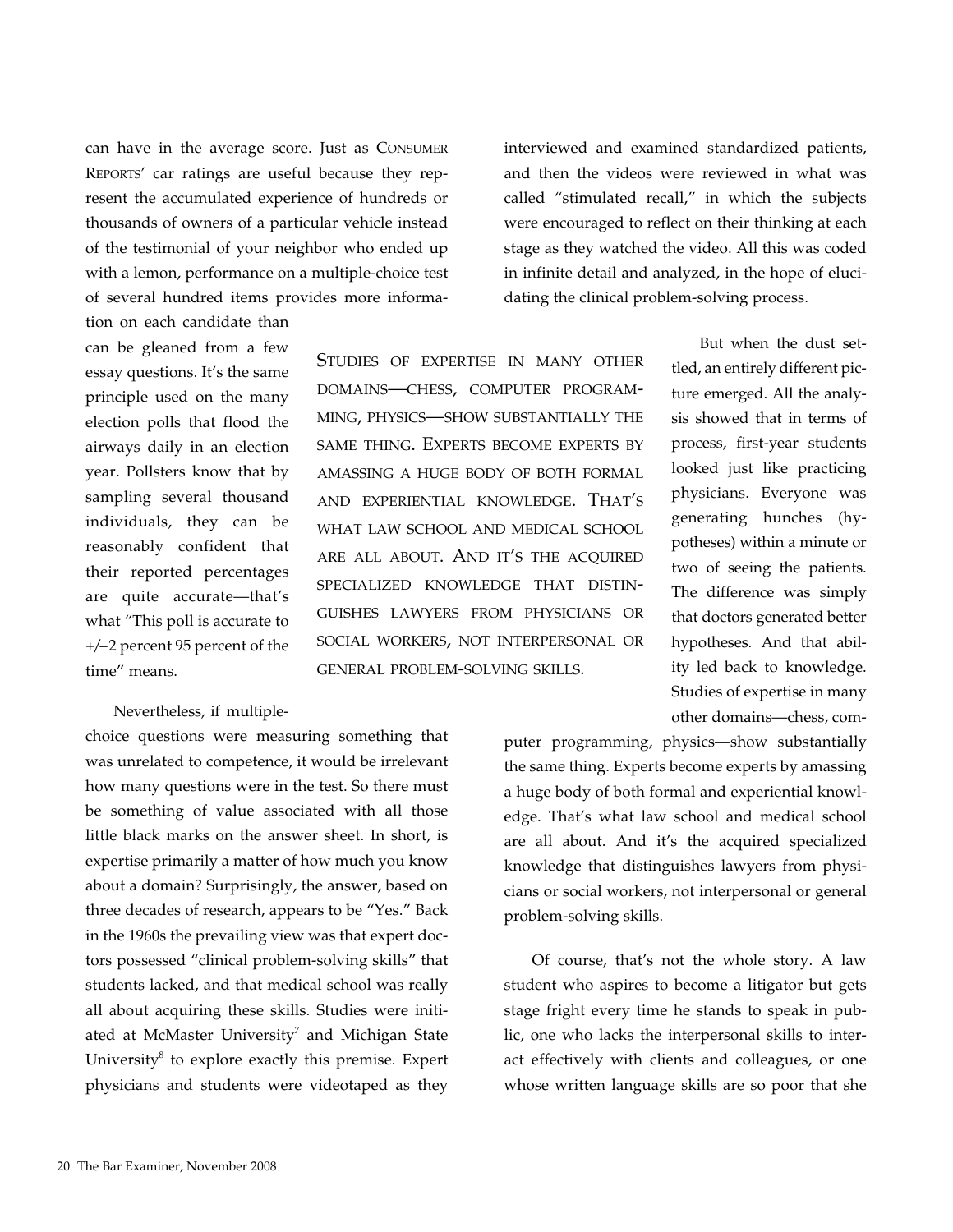can have in the average score. Just as Consumer Reports' car ratings are useful because they represent the accumulated experience of hundreds or thousands of owners of a particular vehicle instead of the testimonial of your neighbor who ended up with a lemon, performance on a multiple-choice test of several hundred items provides more information on each candidate than can be gleaned from a few essay questions. It's the same principle used on the many election polls that flood the airways daily in an election year. Pollsters know that by sampling several thousand individuals, they can be reasonably confident that their reported percentages are quite accurate—that's what "This poll is accurate to +/–2 percent 95 percent of the time" means.

Nevertheless, if multiple-choice questions were measuring something that was unrelated to competence, it would be irrelevant how many questions were in the test. So there must be something of value associated with all those little black marks on the answer sheet. In short, is expertise primarily a matter of how much you know about a domain? Surprisingly, the answer, based on three decades of research, appears to be "Yes." Back in the 1960s the prevailing view was that expert doctors possessed "clinical problem-solving skills" that students lacked, and that medical school was really all about acquiring these skills. Studies were initiated at McMaster University[7] and Michigan State University[8] to explore exactly this premise. Expert physicians and students were videotaped as they interviewed and examined standardized patients, and then the videos were reviewed in what was called "stimulated recall," in which the subjects were encouraged to reflect on their thinking at each stage as they watched the video. All this was coded in infinite detail and analyzed, in the hope of elucidating the clinical problem-solving process.

> Studies of expertise in many other domains—chess, computer programming, physics—show substantially the same thing. Experts become experts by amassing a huge body of both formal and experiential knowledge. That's what law school and medical school are all about. And it's the acquired specialized knowledge that distinguishes lawyers from physicians or social workers, not interpersonal or general problem-solving skills.

But when the dust settled, an entirely different picture emerged. All the analysis showed that in terms of process, first-year students looked just like practicing physicians. Everyone was generating hunches (hypotheses) within a minute or two of seeing the patients. The difference was simply that doctors generated better hypotheses. And that ability led back to knowledge. Studies of expertise in many other domains—chess, computer programming, physics—show substantially the same thing. Experts become experts by amassing a huge body of both formal and experiential knowledge. That's what law school and medical school are all about. And it's the acquired specialized knowledge that distinguishes lawyers from physicians or social workers, not interpersonal or general problem-solving skills.

Of course, that's not the whole story. A law student who aspires to become a litigator but gets stage fright every time he stands to speak in public, one who lacks the interpersonal skills to interact effectively with clients and colleagues, or one whose written language skills are so poor that she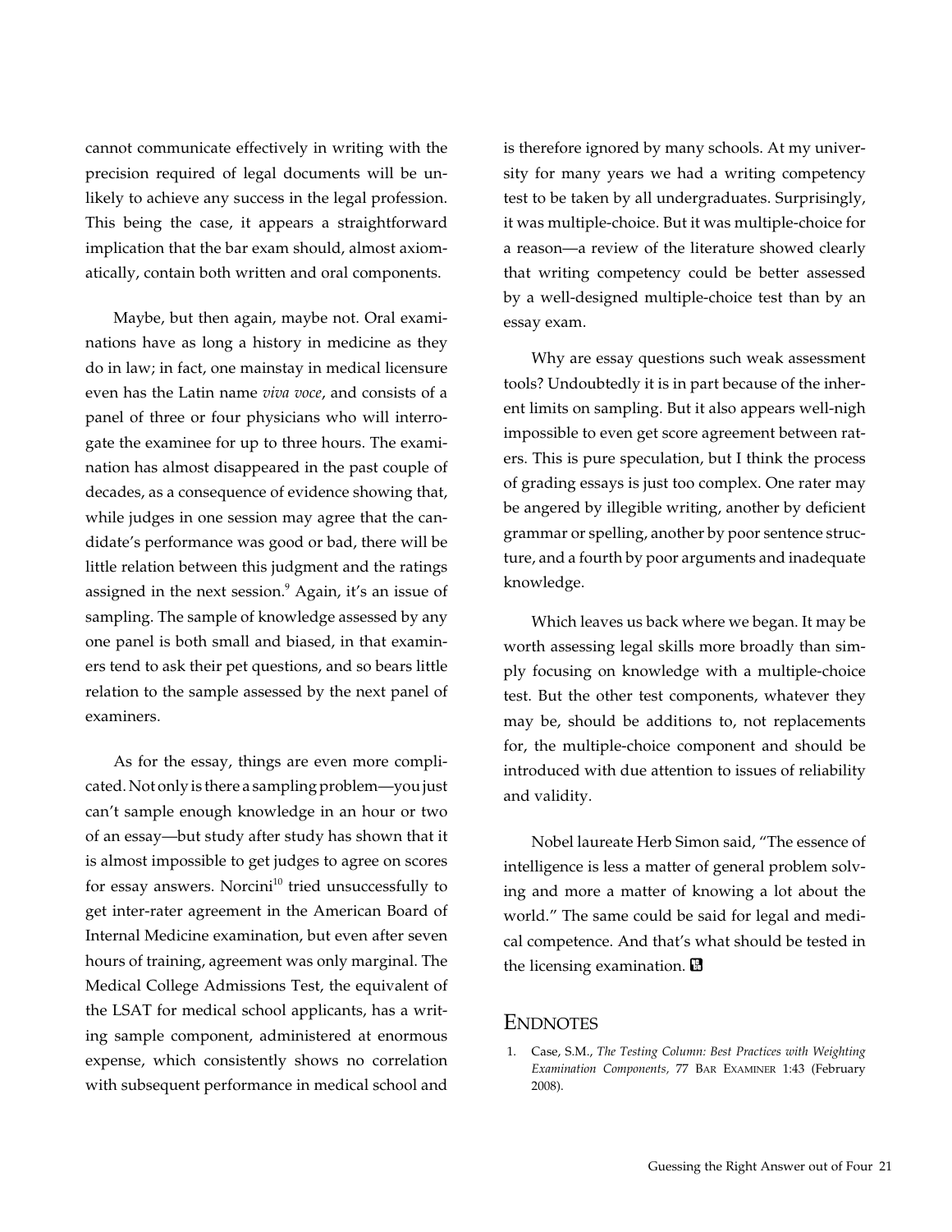cannot communicate effectively in writing with the precision required of legal documents will be unlikely to achieve any success in the legal profession. This being the case, it appears a straightforward implication that the bar exam should, almost axiomatically, contain both written and oral components.

Maybe, but then again, maybe not. Oral examinations have as long a history in medicine as they do in law; in fact, one mainstay in medical licensure even has the Latin name *viva voce*, and consists of a panel of three or four physicians who will interrogate the examinee for up to three hours. The examination has almost disappeared in the past couple of decades, as a consequence of evidence showing that, while judges in one session may agree that the candidate's performance was good or bad, there will be little relation between this judgment and the ratings assigned in the next session.[9] Again, it's an issue of sampling. The sample of knowledge assessed by any one panel is both small and biased, in that examiners tend to ask their pet questions, and so bears little relation to the sample assessed by the next panel of examiners.

As for the essay, things are even more complicated. Not only is there a sampling problem—you just can't sample enough knowledge in an hour or two of an essay—but study after study has shown that it is almost impossible to get judges to agree on scores for essay answers. Norcini[10] tried unsuccessfully to get inter-rater agreement in the American Board of Internal Medicine examination, but even after seven hours of training, agreement was only marginal. The Medical College Admissions Test, the equivalent of the LSAT for medical school applicants, has a writing sample component, administered at enormous expense, which consistently shows no correlation with subsequent performance in medical school and is therefore ignored by many schools. At my university for many years we had a writing competency test to be taken by all undergraduates. Surprisingly, it was multiple-choice. But it was multiple-choice for a reason—a review of the literature showed clearly that writing competency could be better assessed by a well-designed multiple-choice test than by an essay exam.

Why are essay questions such weak assessment tools? Undoubtedly it is in part because of the inherent limits on sampling. But it also appears well-nigh impossible to even get score agreement between raters. This is pure speculation, but I think the process of grading essays is just too complex. One rater may be angered by illegible writing, another by deficient grammar or spelling, another by poor sentence structure, and a fourth by poor arguments and inadequate knowledge.

Which leaves us back where we began. It may be worth assessing legal skills more broadly than simply focusing on knowledge with a multiple-choice test. But the other test components, whatever they may be, should be additions to, not replacements for, the multiple-choice component and should be introduced with due attention to issues of reliability and validity.

Nobel laureate Herb Simon said, "The essence of intelligence is less a matter of general problem solving and more a matter of knowing a lot about the world." The same could be said for legal and medical competence. And that's what should be tested in the licensing examination.

## Endnotes

1. Case, S.M., *The Testing Column: Best Practices with Weighting Examination Components*, 77 Bar Examiner 1:43 (February 2008).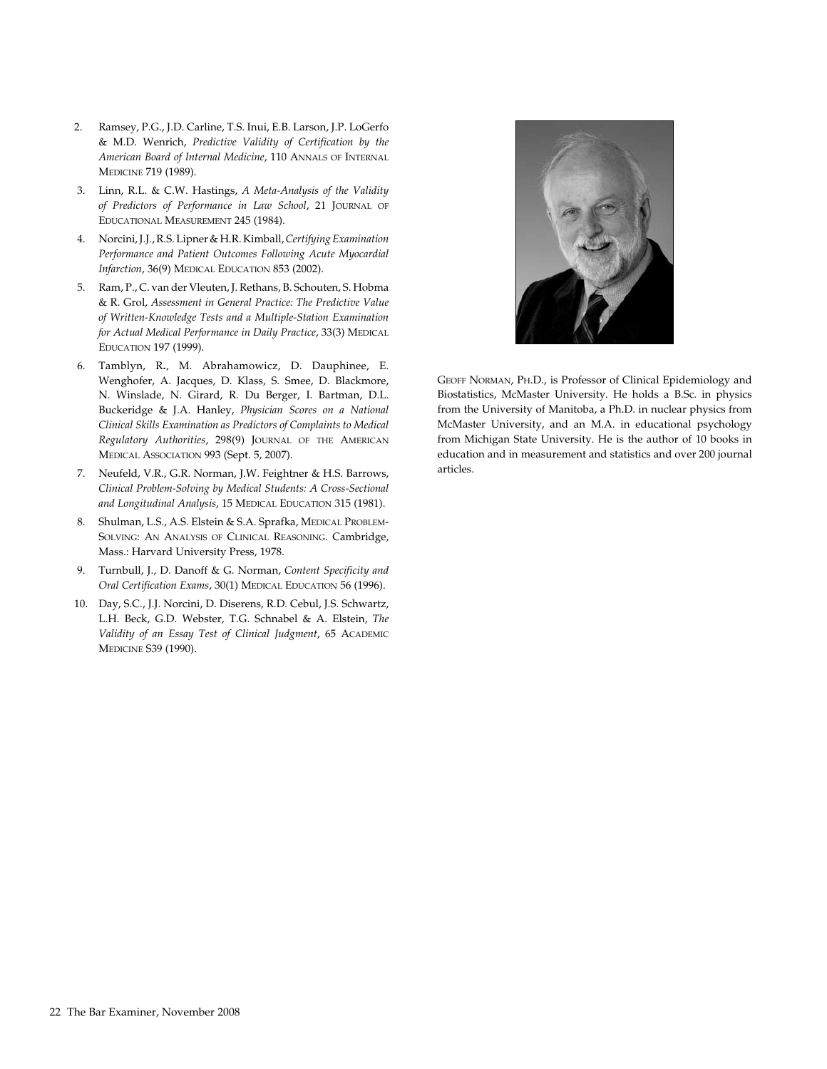2. Ramsey, P.G., J.D. Carline, T.S. Inui, E.B. Larson, J.P. LoGerfo & M.D. Wenrich, *Predictive Validity of Certification by the American Board of Internal Medicine*, 110 Annals of Internal Medicine 719 (1989).
3. Linn, R.L. & C.W. Hastings, *A Meta-Analysis of the Validity of Predictors of Performance in Law School*, 21 Journal of Educational Measurement 245 (1984).
4. Norcini, J.J., R.S. Lipner & H.R. Kimball, *Certifying Examination Performance and Patient Outcomes Following Acute Myocardial Infarction*, 36(9) Medical Education 853 (2002).
5. Ram, P., C. van der Vleuten, J. Rethans, B. Schouten, S. Hobma & R. Grol, *Assessment in General Practice: The Predictive Value of Written-Knowledge Tests and a Multiple-Station Examination for Actual Medical Performance in Daily Practice*, 33(3) Medical Education 197 (1999).
6. Tamblyn, R., M. Abrahamowicz, D. Dauphinee, E. Wenghofer, A. Jacques, D. Klass, S. Smee, D. Blackmore, N. Winslade, N. Girard, R. Du Berger, I. Bartman, D.L. Buckeridge & J.A. Hanley, *Physician Scores on a National Clinical Skills Examination as Predictors of Complaints to Medical Regulatory Authorities*, 298(9) Journal of the American Medical Association 993 (Sept. 5, 2007).
7. Neufeld, V.R., G.R. Norman, J.W. Feightner & H.S. Barrows, *Clinical Problem-Solving by Medical Students: A Cross-Sectional and Longitudinal Analysis*, 15 Medical Education 315 (1981).
8. Shulman, L.S., A.S. Elstein & S.A. Sprafka, Medical Problem-Solving: An Analysis of Clinical Reasoning. Cambridge, Mass.: Harvard University Press, 1978.
9. Turnbull, J., D. Danoff & G. Norman, *Content Specificity and Oral Certification Exams*, 30(1) Medical Education 56 (1996).
10. Day, S.C., J.J. Norcini, D. Diserens, R.D. Cebul, J.S. Schwartz, L.H. Beck, G.D. Webster, T.G. Schnabel & A. Elstein, *The Validity of an Essay Test of Clinical Judgment*, 65 Academic Medicine S39 (1990).

Geoff Norman, Ph.D., is Professor of Clinical Epidemiology and Biostatistics, McMaster University. He holds a B.Sc. in physics from the University of Manitoba, a Ph.D. in nuclear physics from McMaster University, and an M.A. in educational psychology from Michigan State University. He is the author of 10 books in education and in measurement and statistics and over 200 journal articles.